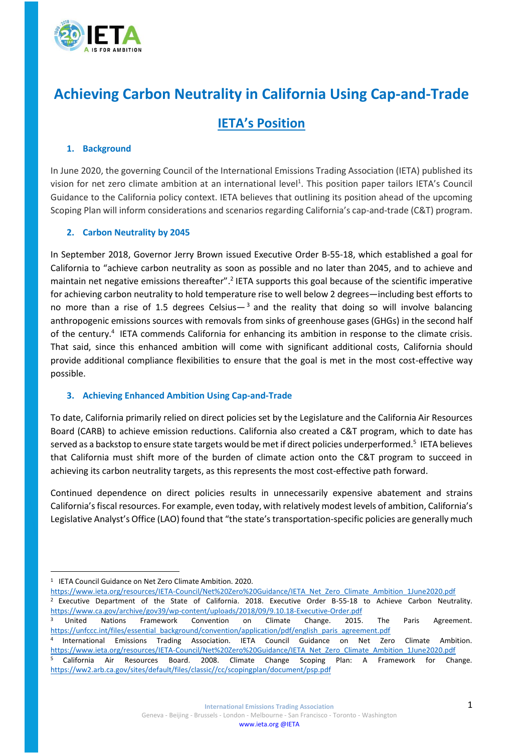# Achieving Carbon Neutrality in California Using Cap-and-Trade

## IETA's Position

### 1. Background

In June 2020, the governing Council of the International Emissions Trading Association (IETA) published its vision for net zero climate ambition at an international level[1]. This position paper tailors IETA's Council Guidance to the California policy context. IETA believes that outlining its position ahead of the upcoming Scoping Plan will inform considerations and scenarios regarding California's cap-and-trade (C&T) program.

### 2. Carbon Neutrality by 2045

In September 2018, Governor Jerry Brown issued Executive Order B-55-18, which established a goal for California to "achieve carbon neutrality as soon as possible and no later than 2045, and to achieve and maintain net negative emissions thereafter".[2] IETA supports this goal because of the scientific imperative for achieving carbon neutrality to hold temperature rise to well below 2 degrees—including best efforts to no more than a rise of 1.5 degrees Celsius—[3] and the reality that doing so will involve balancing anthropogenic emissions sources with removals from sinks of greenhouse gases (GHGs) in the second half of the century.[4] IETA commends California for enhancing its ambition in response to the climate crisis. That said, since this enhanced ambition will come with significant additional costs, California should provide additional compliance flexibilities to ensure that the goal is met in the most cost-effective way possible.

### 3. Achieving Enhanced Ambition Using Cap-and-Trade

To date, California primarily relied on direct policies set by the Legislature and the California Air Resources Board (CARB) to achieve emission reductions. California also created a C&T program, which to date has served as a backstop to ensure state targets would be met if direct policies underperformed.[5] IETA believes that California must shift more of the burden of climate action onto the C&T program to succeed in achieving its carbon neutrality targets, as this represents the most cost-effective path forward.

Continued dependence on direct policies results in unnecessarily expensive abatement and strains California's fiscal resources. For example, even today, with relatively modest levels of ambition, California's Legislative Analyst's Office (LAO) found that "the state's transportation-specific policies are generally much

---

[1] IETA Council Guidance on Net Zero Climate Ambition. 2020. https://www.ieta.org/resources/IETA-Council/Net%20Zero%20Guidance/IETA_Net_Zero_Climate_Ambition_1June2020.pdf

[2] Executive Department of the State of California. 2018. Executive Order B-55-18 to Achieve Carbon Neutrality. https://www.ca.gov/archive/gov39/wp-content/uploads/2018/09/9.10.18-Executive-Order.pdf

[3] United Nations Framework Convention on Climate Change. 2015. The Paris Agreement. https://unfccc.int/files/essential_background/convention/application/pdf/english_paris_agreement.pdf

[4] International Emissions Trading Association. IETA Council Guidance on Net Zero Climate Ambition. https://www.ieta.org/resources/IETA-Council/Net%20Zero%20Guidance/IETA_Net_Zero_Climate_Ambition_1June2020.pdf

[5] California Air Resources Board. 2008. Climate Change Scoping Plan: A Framework for Change. https://ww2.arb.ca.gov/sites/default/files/classic//cc/scopingplan/document/psp.pdf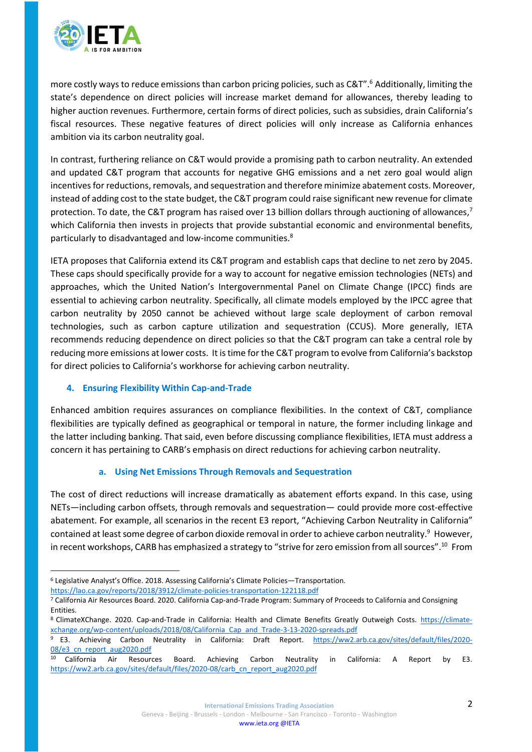more costly ways to reduce emissions than carbon pricing policies, such as C&T".[6] Additionally, limiting the state's dependence on direct policies will increase market demand for allowances, thereby leading to higher auction revenues. Furthermore, certain forms of direct policies, such as subsidies, drain California's fiscal resources. These negative features of direct policies will only increase as California enhances ambition via its carbon neutrality goal.

In contrast, furthering reliance on C&T would provide a promising path to carbon neutrality. An extended and updated C&T program that accounts for negative GHG emissions and a net zero goal would align incentives for reductions, removals, and sequestration and therefore minimize abatement costs. Moreover, instead of adding cost to the state budget, the C&T program could raise significant new revenue for climate protection. To date, the C&T program has raised over 13 billion dollars through auctioning of allowances,[7] which California then invests in projects that provide substantial economic and environmental benefits, particularly to disadvantaged and low-income communities.[8]

IETA proposes that California extend its C&T program and establish caps that decline to net zero by 2045. These caps should specifically provide for a way to account for negative emission technologies (NETs) and approaches, which the United Nation's Intergovernmental Panel on Climate Change (IPCC) finds are essential to achieving carbon neutrality. Specifically, all climate models employed by the IPCC agree that carbon neutrality by 2050 cannot be achieved without large scale deployment of carbon removal technologies, such as carbon capture utilization and sequestration (CCUS). More generally, IETA recommends reducing dependence on direct policies so that the C&T program can take a central role by reducing more emissions at lower costs. It is time for the C&T program to evolve from California's backstop for direct policies to California's workhorse for achieving carbon neutrality.

## 4. Ensuring Flexibility Within Cap-and-Trade

Enhanced ambition requires assurances on compliance flexibilities. In the context of C&T, compliance flexibilities are typically defined as geographical or temporal in nature, the former including linkage and the latter including banking. That said, even before discussing compliance flexibilities, IETA must address a concern it has pertaining to CARB's emphasis on direct reductions for achieving carbon neutrality.

### a. Using Net Emissions Through Removals and Sequestration

The cost of direct reductions will increase dramatically as abatement efforts expand. In this case, using NETs—including carbon offsets, through removals and sequestration— could provide more cost-effective abatement. For example, all scenarios in the recent E3 report, "Achieving Carbon Neutrality in California" contained at least some degree of carbon dioxide removal in order to achieve carbon neutrality.[9] However, in recent workshops, CARB has emphasized a strategy to "strive for zero emission from all sources".[10] From

---

[6] Legislative Analyst's Office. 2018. Assessing California's Climate Policies—Transportation. https://lao.ca.gov/reports/2018/3912/climate-policies-transportation-122118.pdf

[7] California Air Resources Board. 2020. California Cap-and-Trade Program: Summary of Proceeds to California and Consigning Entities.

[8] ClimateXChange. 2020. Cap-and-Trade in California: Health and Climate Benefits Greatly Outweigh Costs. https://climate-xchange.org/wp-content/uploads/2018/08/California_Cap_and_Trade-3-13-2020-spreads.pdf

[9] E3. Achieving Carbon Neutrality in California: Draft Report. https://ww2.arb.ca.gov/sites/default/files/2020-08/e3_cn_report_aug2020.pdf

[10] California Air Resources Board. Achieving Carbon Neutrality in California: A Report by E3. https://ww2.arb.ca.gov/sites/default/files/2020-08/carb_cn_report_aug2020.pdf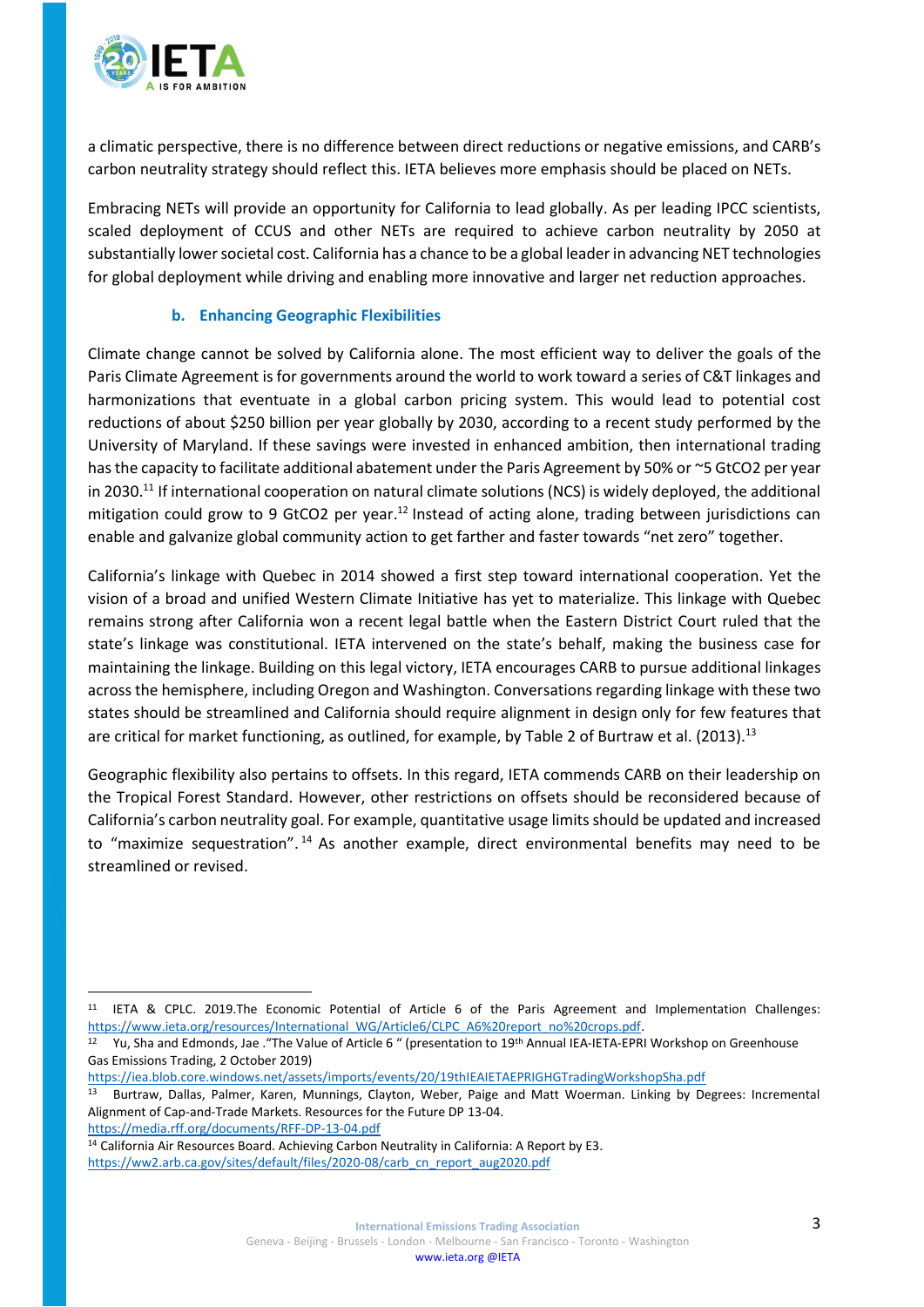a climatic perspective, there is no difference between direct reductions or negative emissions, and CARB's carbon neutrality strategy should reflect this. IETA believes more emphasis should be placed on NETs.

Embracing NETs will provide an opportunity for California to lead globally. As per leading IPCC scientists, scaled deployment of CCUS and other NETs are required to achieve carbon neutrality by 2050 at substantially lower societal cost. California has a chance to be a global leader in advancing NET technologies for global deployment while driving and enabling more innovative and larger net reduction approaches.

### b. Enhancing Geographic Flexibilities

Climate change cannot be solved by California alone. The most efficient way to deliver the goals of the Paris Climate Agreement is for governments around the world to work toward a series of C&T linkages and harmonizations that eventuate in a global carbon pricing system. This would lead to potential cost reductions of about $250 billion per year globally by 2030, according to a recent study performed by the University of Maryland. If these savings were invested in enhanced ambition, then international trading has the capacity to facilitate additional abatement under the Paris Agreement by 50% or ~5 GtCO2 per year in 2030.[11] If international cooperation on natural climate solutions (NCS) is widely deployed, the additional mitigation could grow to 9 GtCO2 per year.[12] Instead of acting alone, trading between jurisdictions can enable and galvanize global community action to get farther and faster towards "net zero" together.

California's linkage with Quebec in 2014 showed a first step toward international cooperation. Yet the vision of a broad and unified Western Climate Initiative has yet to materialize. This linkage with Quebec remains strong after California won a recent legal battle when the Eastern District Court ruled that the state's linkage was constitutional. IETA intervened on the state's behalf, making the business case for maintaining the linkage. Building on this legal victory, IETA encourages CARB to pursue additional linkages across the hemisphere, including Oregon and Washington. Conversations regarding linkage with these two states should be streamlined and California should require alignment in design only for few features that are critical for market functioning, as outlined, for example, by Table 2 of Burtraw et al. (2013).[13]

Geographic flexibility also pertains to offsets. In this regard, IETA commends CARB on their leadership on the Tropical Forest Standard. However, other restrictions on offsets should be reconsidered because of California's carbon neutrality goal. For example, quantitative usage limits should be updated and increased to "maximize sequestration".[14] As another example, direct environmental benefits may need to be streamlined or revised.

---

[11] IETA & CPLC. 2019.The Economic Potential of Article 6 of the Paris Agreement and Implementation Challenges: https://www.ieta.org/resources/International_WG/Article6/CLPC_A6%20report_no%20crops.pdf.

[12] Yu, Sha and Edmonds, Jae ."The Value of Article 6 " (presentation to 19th Annual IEA-IETA-EPRI Workshop on Greenhouse Gas Emissions Trading, 2 October 2019) https://iea.blob.core.windows.net/assets/imports/events/20/19thIEAIETAEPRIGHGTradingWorkshopSha.pdf

[13] Burtraw, Dallas, Palmer, Karen, Munnings, Clayton, Weber, Paige and Matt Woerman. Linking by Degrees: Incremental Alignment of Cap-and-Trade Markets. Resources for the Future DP 13-04. https://media.rff.org/documents/RFF-DP-13-04.pdf

[14] California Air Resources Board. Achieving Carbon Neutrality in California: A Report by E3. https://ww2.arb.ca.gov/sites/default/files/2020-08/carb_cn_report_aug2020.pdf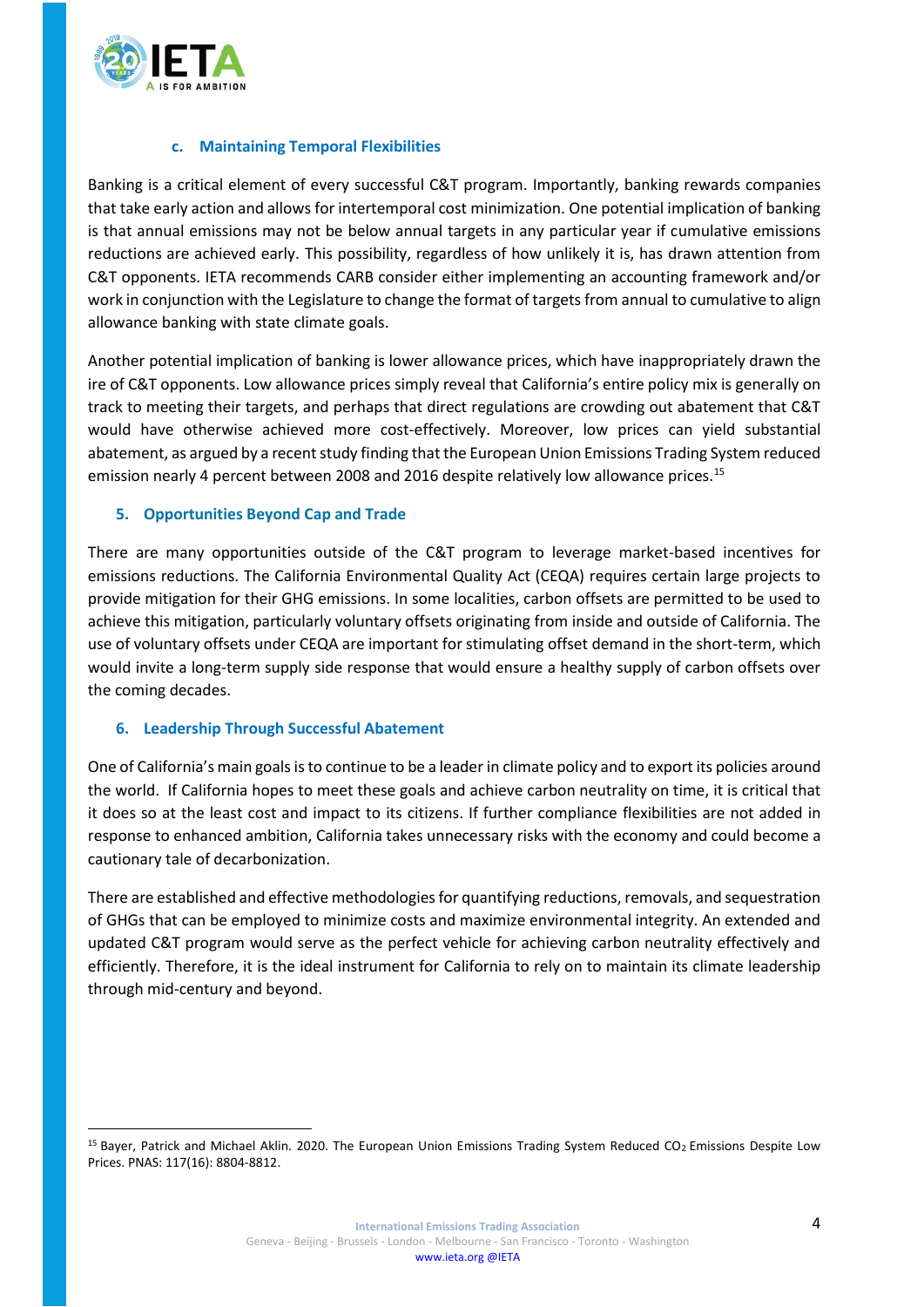### c. Maintaining Temporal Flexibilities

Banking is a critical element of every successful C&T program. Importantly, banking rewards companies that take early action and allows for intertemporal cost minimization. One potential implication of banking is that annual emissions may not be below annual targets in any particular year if cumulative emissions reductions are achieved early. This possibility, regardless of how unlikely it is, has drawn attention from C&T opponents. IETA recommends CARB consider either implementing an accounting framework and/or work in conjunction with the Legislature to change the format of targets from annual to cumulative to align allowance banking with state climate goals.

Another potential implication of banking is lower allowance prices, which have inappropriately drawn the ire of C&T opponents. Low allowance prices simply reveal that California's entire policy mix is generally on track to meeting their targets, and perhaps that direct regulations are crowding out abatement that C&T would have otherwise achieved more cost-effectively. Moreover, low prices can yield substantial abatement, as argued by a recent study finding that the European Union Emissions Trading System reduced emission nearly 4 percent between 2008 and 2016 despite relatively low allowance prices.[15]

## 5. Opportunities Beyond Cap and Trade

There are many opportunities outside of the C&T program to leverage market-based incentives for emissions reductions. The California Environmental Quality Act (CEQA) requires certain large projects to provide mitigation for their GHG emissions. In some localities, carbon offsets are permitted to be used to achieve this mitigation, particularly voluntary offsets originating from inside and outside of California. The use of voluntary offsets under CEQA are important for stimulating offset demand in the short-term, which would invite a long-term supply side response that would ensure a healthy supply of carbon offsets over the coming decades.

## 6. Leadership Through Successful Abatement

One of California's main goals is to continue to be a leader in climate policy and to export its policies around the world. If California hopes to meet these goals and achieve carbon neutrality on time, it is critical that it does so at the least cost and impact to its citizens. If further compliance flexibilities are not added in response to enhanced ambition, California takes unnecessary risks with the economy and could become a cautionary tale of decarbonization.

There are established and effective methodologies for quantifying reductions, removals, and sequestration of GHGs that can be employed to minimize costs and maximize environmental integrity. An extended and updated C&T program would serve as the perfect vehicle for achieving carbon neutrality effectively and efficiently. Therefore, it is the ideal instrument for California to rely on to maintain its climate leadership through mid-century and beyond.

---

[15] Bayer, Patrick and Michael Aklin. 2020. The European Union Emissions Trading System Reduced $CO_2$ Emissions Despite Low Prices. PNAS: 117(16): 8804-8812.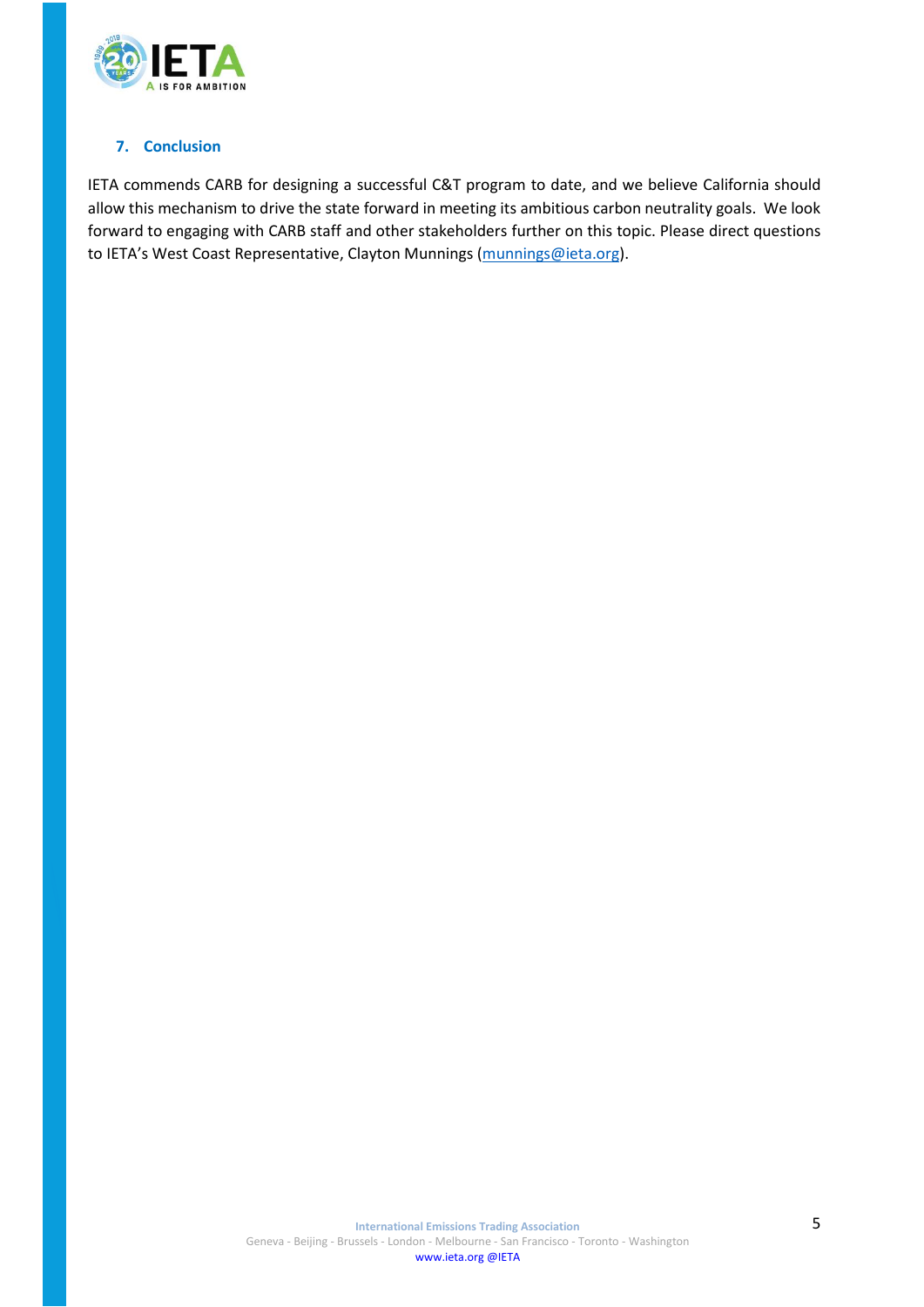## 7. Conclusion

IETA commends CARB for designing a successful C&T program to date, and we believe California should allow this mechanism to drive the state forward in meeting its ambitious carbon neutrality goals. We look forward to engaging with CARB staff and other stakeholders further on this topic. Please direct questions to IETA's West Coast Representative, Clayton Munnings (munnings@ieta.org).